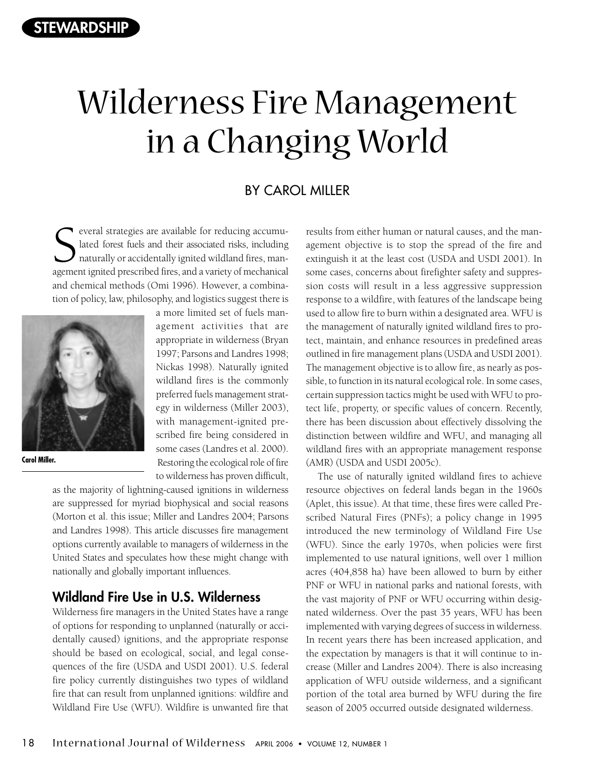STEWARDSHIP

# Wilderness Fire Management in a Changing World

BY CAROL MILLER

Several strategies are available for reducing accumulated forest fuels and their associated risks, including naturally or accidentally ignited wildland fires, management ignited prescribed fires, and a variety of mechanical and chemical methods (Omi 1996). However, a combination of policy, law, philosophy, and logistics suggest there is a more limited set of fuels management activities that are appropriate in wilderness (Bryan 1997; Parsons and Landres 1998; Nickas 1998). Naturally ignited wildland fires is the commonly preferred fuels management strategy in wilderness (Miller 2003), with management-ignited prescribed fire being considered in some cases (Landres et al. 2000). Restoring the ecological role of fire to wilderness has proven difficult, as the majority of lightning-caused ignitions in wilderness are suppressed for myriad biophysical and social reasons (Morton et al. this issue; Miller and Landres 2004; Parsons and Landres 1998). This article discusses fire management options currently available to managers of wilderness in the United States and speculates how these might change with nationally and globally important influences.

Carol Miller.

## Wildland Fire Use in U.S. Wilderness

Wilderness fire managers in the United States have a range of options for responding to unplanned (naturally or accidentally caused) ignitions, and the appropriate response should be based on ecological, social, and legal consequences of the fire (USDA and USDI 2001). U.S. federal fire policy currently distinguishes two types of wildland fire that can result from unplanned ignitions: wildfire and Wildland Fire Use (WFU). Wildfire is unwanted fire that results from either human or natural causes, and the management objective is to stop the spread of the fire and extinguish it at the least cost (USDA and USDI 2001). In some cases, concerns about firefighter safety and suppression costs will result in a less aggressive suppression response to a wildfire, with features of the landscape being used to allow fire to burn within a designated area. WFU is the management of naturally ignited wildland fires to protect, maintain, and enhance resources in predefined areas outlined in fire management plans (USDA and USDI 2001). The management objective is to allow fire, as nearly as possible, to function in its natural ecological role. In some cases, certain suppression tactics might be used with WFU to protect life, property, or specific values of concern. Recently, there has been discussion about effectively dissolving the distinction between wildfire and WFU, and managing all wildland fires with an appropriate management response (AMR) (USDA and USDI 2005c).

The use of naturally ignited wildland fires to achieve resource objectives on federal lands began in the 1960s (Aplet, this issue). At that time, these fires were called Prescribed Natural Fires (PNFs); a policy change in 1995 introduced the new terminology of Wildland Fire Use (WFU). Since the early 1970s, when policies were first implemented to use natural ignitions, well over 1 million acres (404,858 ha) have been allowed to burn by either PNF or WFU in national parks and national forests, with the vast majority of PNF or WFU occurring within designated wilderness. Over the past 35 years, WFU has been implemented with varying degrees of success in wilderness. In recent years there has been increased application, and the expectation by managers is that it will continue to increase (Miller and Landres 2004). There is also increasing application of WFU outside wilderness, and a significant portion of the total area burned by WFU during the fire season of 2005 occurred outside designated wilderness.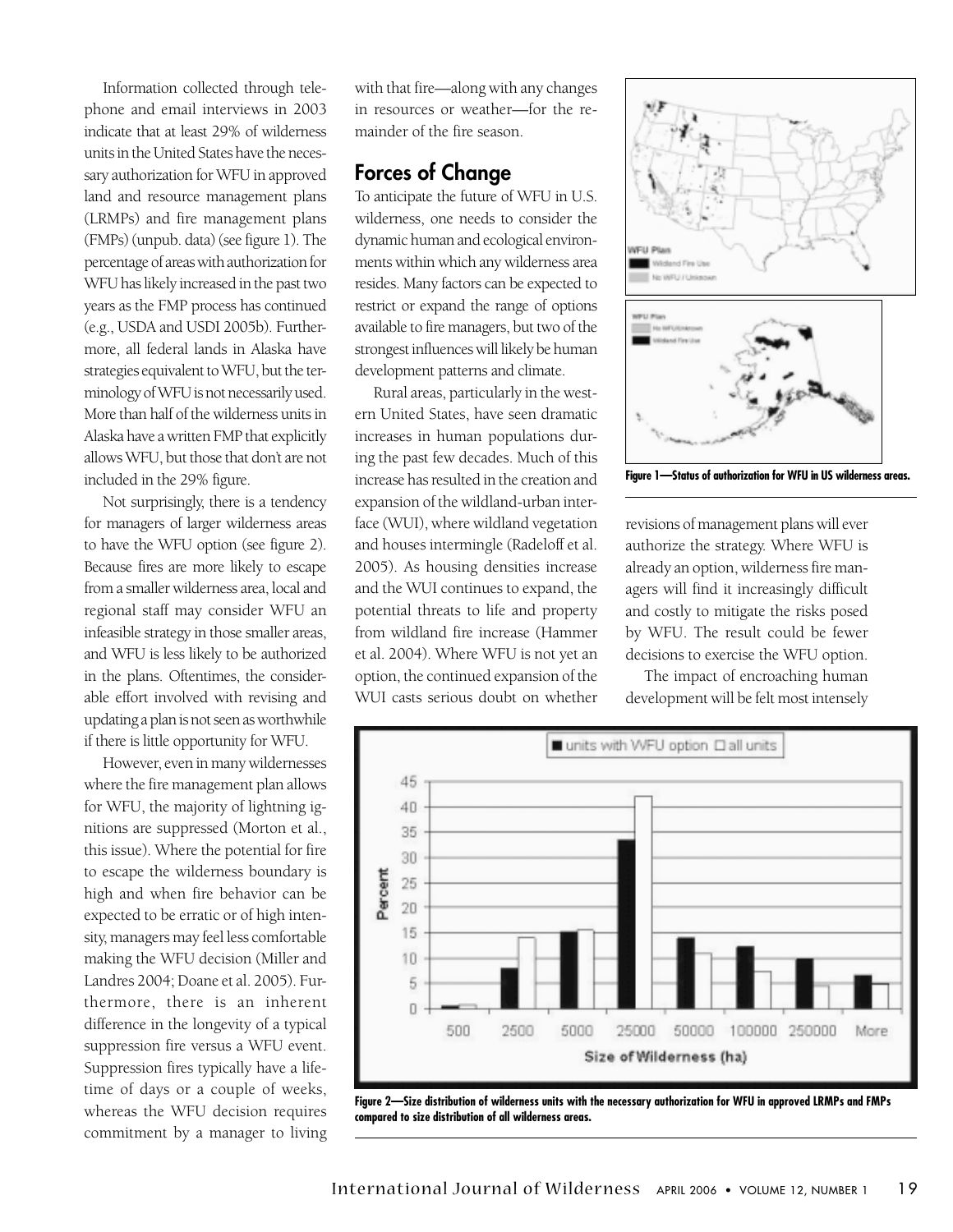Information collected through telephone and email interviews in 2003 indicate that at least 29% of wilderness units in the United States have the necessary authorization for WFU in approved land and resource management plans (LRMPs) and fire management plans (FMPs) (unpub. data) (see figure 1). The percentage of areas with authorization for WFU has likely increased in the past two years as the FMP process has continued (e.g., USDA and USDI 2005b). Furthermore, all federal lands in Alaska have strategies equivalent to WFU, but the terminology of WFU is not necessarily used. More than half of the wilderness units in Alaska have a written FMP that explicitly allows WFU, but those that don't are not included in the 29% figure.

Not surprisingly, there is a tendency for managers of larger wilderness areas to have the WFU option (see figure 2). Because fires are more likely to escape from a smaller wilderness area, local and regional staff may consider WFU an infeasible strategy in those smaller areas, and WFU is less likely to be authorized in the plans. Oftentimes, the considerable effort involved with revising and updating a plan is not seen as worthwhile if there is little opportunity for WFU.

However, even in many wildernesses where the fire management plan allows for WFU, the majority of lightning ignitions are suppressed (Morton et al., this issue). Where the potential for fire to escape the wilderness boundary is high and when fire behavior can be expected to be erratic or of high intensity, managers may feel less comfortable making the WFU decision (Miller and Landres 2004; Doane et al. 2005). Furthermore, there is an inherent difference in the longevity of a typical suppression fire versus a WFU event. Suppression fires typically have a lifetime of days or a couple of weeks, whereas the WFU decision requires commitment by a manager to living with that fire—along with any changes in resources or weather—for the remainder of the fire season.

## Forces of Change

To anticipate the future of WFU in U.S. wilderness, one needs to consider the dynamic human and ecological environments within which any wilderness area resides. Many factors can be expected to restrict or expand the range of options available to fire managers, but two of the strongest influences will likely be human development patterns and climate.

Rural areas, particularly in the western United States, have seen dramatic increases in human populations during the past few decades. Much of this increase has resulted in the creation and expansion of the wildland-urban interface (WUI), where wildland vegetation and houses intermingle (Radeloff et al. 2005). As housing densities increase and the WUI continues to expand, the potential threats to life and property from wildland fire increase (Hammer et al. 2004). Where WFU is not yet an option, the continued expansion of the WUI casts serious doubt on whether revisions of management plans will ever authorize the strategy. Where WFU is already an option, wilderness fire managers will find it increasingly difficult and costly to mitigate the risks posed by WFU. The result could be fewer decisions to exercise the WFU option.

The impact of encroaching human development will be felt most intensely

**Figure 1—Status of authorization for WFU in US wilderness areas.**

**Figure 2—Size distribution of wilderness units with the necessary authorization for WFU in approved LRMPs and FMPs compared to size distribution of all wilderness areas.**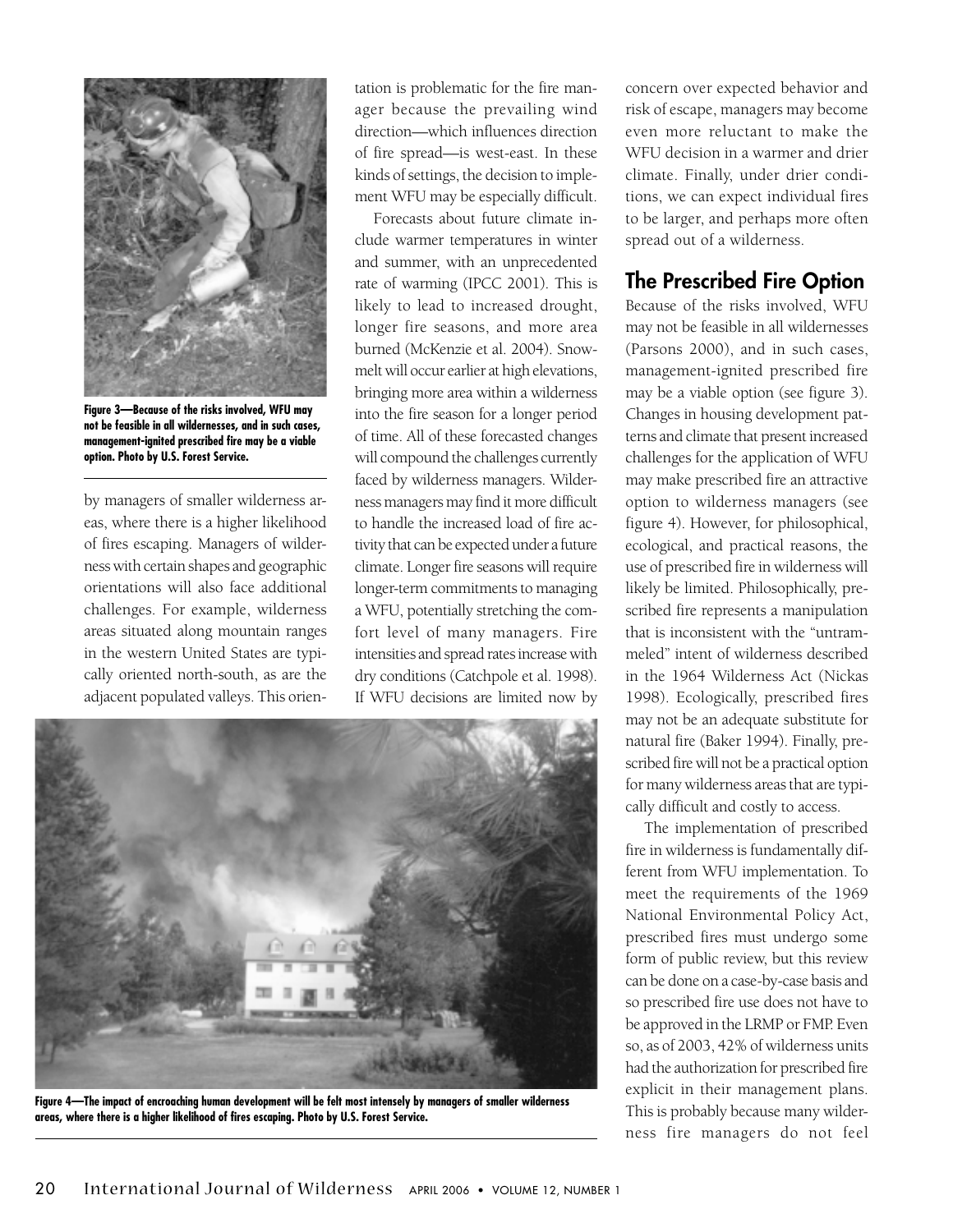Figure 3—Because of the risks involved, WFU may not be feasible in all wildernesses, and in such cases, management-ignited prescribed fire may be a viable option. Photo by U.S. Forest Service.

by managers of smaller wilderness areas, where there is a higher likelihood of fires escaping. Managers of wilderness with certain shapes and geographic orientations will also face additional challenges. For example, wilderness areas situated along mountain ranges in the western United States are typically oriented north-south, as are the adjacent populated valleys. This orientation is problematic for the fire manager because the prevailing wind direction—which influences direction of fire spread—is west-east. In these kinds of settings, the decision to implement WFU may be especially difficult.

Forecasts about future climate include warmer temperatures in winter and summer, with an unprecedented rate of warming (IPCC 2001). This is likely to lead to increased drought, longer fire seasons, and more area burned (McKenzie et al. 2004). Snowmelt will occur earlier at high elevations, bringing more area within a wilderness into the fire season for a longer period of time. All of these forecasted changes will compound the challenges currently faced by wilderness managers. Wilderness managers may find it more difficult to handle the increased load of fire activity that can be expected under a future climate. Longer fire seasons will require longer-term commitments to managing a WFU, potentially stretching the comfort level of many managers. Fire intensities and spread rates increase with dry conditions (Catchpole et al. 1998). If WFU decisions are limited now by concern over expected behavior and risk of escape, managers may become even more reluctant to make the WFU decision in a warmer and drier climate. Finally, under drier conditions, we can expect individual fires to be larger, and perhaps more often spread out of a wilderness.

## The Prescribed Fire Option

Because of the risks involved, WFU may not be feasible in all wildernesses (Parsons 2000), and in such cases, management-ignited prescribed fire may be a viable option (see figure 3). Changes in housing development patterns and climate that present increased challenges for the application of WFU may make prescribed fire an attractive option to wilderness managers (see figure 4). However, for philosophical, ecological, and practical reasons, the use of prescribed fire in wilderness will likely be limited. Philosophically, prescribed fire represents a manipulation that is inconsistent with the "untrammeled" intent of wilderness described in the 1964 Wilderness Act (Nickas 1998). Ecologically, prescribed fires may not be an adequate substitute for natural fire (Baker 1994). Finally, prescribed fire will not be a practical option for many wilderness areas that are typically difficult and costly to access.

The implementation of prescribed fire in wilderness is fundamentally different from WFU implementation. To meet the requirements of the 1969 National Environmental Policy Act, prescribed fires must undergo some form of public review, but this review can be done on a case-by-case basis and so prescribed fire use does not have to be approved in the LRMP or FMP. Even so, as of 2003, 42% of wilderness units had the authorization for prescribed fire explicit in their management plans. This is probably because many wilderness fire managers do not feel

Figure 4—The impact of encroaching human development will be felt most intensely by managers of smaller wilderness areas, where there is a higher likelihood of fires escaping. Photo by U.S. Forest Service.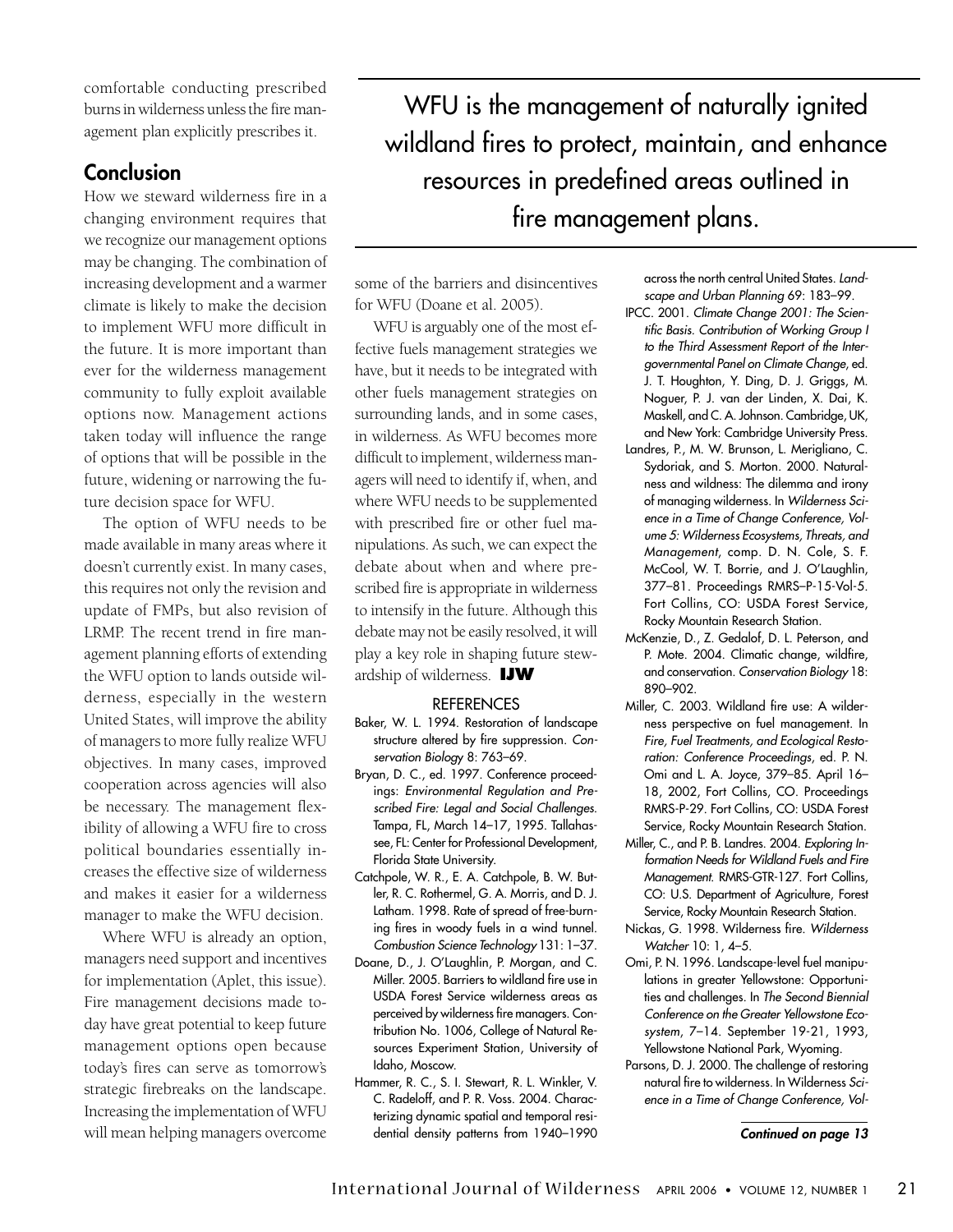comfortable conducting prescribed burns in wilderness unless the fire management plan explicitly prescribes it.

## Conclusion

How we steward wilderness fire in a changing environment requires that we recognize our management options may be changing. The combination of increasing development and a warmer climate is likely to make the decision to implement WFU more difficult in the future. It is more important than ever for the wilderness management community to fully exploit available options now. Management actions taken today will influence the range of options that will be possible in the future, widening or narrowing the future decision space for WFU.

The option of WFU needs to be made available in many areas where it doesn't currently exist. In many cases, this requires not only the revision and update of FMPs, but also revision of LRMP. The recent trend in fire management planning efforts of extending the WFU option to lands outside wilderness, especially in the western United States, will improve the ability of managers to more fully realize WFU objectives. In many cases, improved cooperation across agencies will also be necessary. The management flexibility of allowing a WFU fire to cross political boundaries essentially increases the effective size of wilderness and makes it easier for a wilderness manager to make the WFU decision.

Where WFU is already an option, managers need support and incentives for implementation (Aplet, this issue). Fire management decisions made today have great potential to keep future management options open because today's fires can serve as tomorrow's strategic firebreaks on the landscape. Increasing the implementation of WFU will mean helping managers overcome some of the barriers and disincentives for WFU (Doane et al. 2005).

> WFU is the management of naturally ignited wildland fires to protect, maintain, and enhance resources in predefined areas outlined in fire management plans.

WFU is arguably one of the most effective fuels management strategies we have, but it needs to be integrated with other fuels management strategies on surrounding lands, and in some cases, in wilderness. As WFU becomes more difficult to implement, wilderness managers will need to identify if, when, and where WFU needs to be supplemented with prescribed fire or other fuel manipulations. As such, we can expect the debate about when and where prescribed fire is appropriate in wilderness to intensify in the future. Although this debate may not be easily resolved, it will play a key role in shaping future stewardship of wilderness. **IJW**

### REFERENCES

Baker, W. L. 1994. Restoration of landscape structure altered by fire suppression. *Conservation Biology* 8: 763–69.

Bryan, D. C., ed. 1997. Conference proceedings: *Environmental Regulation and Prescribed Fire: Legal and Social Challenges.* Tampa, FL, March 14–17, 1995. Tallahassee, FL: Center for Professional Development, Florida State University.

Catchpole, W. R., E. A. Catchpole, B. W. Butler, R. C. Rothermel, G. A. Morris, and D. J. Latham. 1998. Rate of spread of free-burning fires in woody fuels in a wind tunnel. *Combustion Science Technology* 131: 1–37.

Doane, D., J. O'Laughlin, P. Morgan, and C. Miller. 2005. Barriers to wildland fire use in USDA Forest Service wilderness areas as perceived by wilderness fire managers. Contribution No. 1006, College of Natural Resources Experiment Station, University of Idaho, Moscow.

Hammer, R. C., S. I. Stewart, R. L. Winkler, V. C. Radeloff, and P. R. Voss. 2004. Characterizing dynamic spatial and temporal residential density patterns from 1940–1990 across the north central United States. *Landscape and Urban Planning* 69: 183–99.

IPCC. 2001. *Climate Change 2001: The Scientific Basis. Contribution of Working Group I to the Third Assessment Report of the Intergovernmental Panel on Climate Change*, ed. J. T. Houghton, Y. Ding, D. J. Griggs, M. Noguer, P. J. van der Linden, X. Dai, K. Maskell, and C. A. Johnson. Cambridge, UK, and New York: Cambridge University Press.

Landres, P., M. W. Brunson, L. Merigliano, C. Sydoriak, and S. Morton. 2000. Naturalness and wildness: The dilemma and irony of managing wilderness. In *Wilderness Science in a Time of Change Conference, Volume 5: Wilderness Ecosystems, Threats, and Management*, comp. D. N. Cole, S. F. McCool, W. T. Borrie, and J. O'Laughlin, 377–81. Proceedings RMRS–P-15-Vol-5. Fort Collins, CO: USDA Forest Service, Rocky Mountain Research Station.

McKenzie, D., Z. Gedalof, D. L. Peterson, and P. Mote. 2004. Climatic change, wildfire, and conservation. *Conservation Biology* 18: 890–902.

Miller, C. 2003. Wildland fire use: A wilderness perspective on fuel management. In *Fire, Fuel Treatments, and Ecological Restoration: Conference Proceedings*, ed. P. N. Omi and L. A. Joyce, 379–85. April 16–18, 2002, Fort Collins, CO. Proceedings RMRS-P-29. Fort Collins, CO: USDA Forest Service, Rocky Mountain Research Station.

Miller, C., and P. B. Landres. 2004. *Exploring Information Needs for Wildland Fuels and Fire Management.* RMRS-GTR-127. Fort Collins, CO: U.S. Department of Agriculture, Forest Service, Rocky Mountain Research Station.

Nickas, G. 1998. Wilderness fire. *Wilderness Watcher* 10: 1, 4–5.

Omi, P. N. 1996. Landscape-level fuel manipulations in greater Yellowstone: Opportunities and challenges. In *The Second Biennial Conference on the Greater Yellowstone Ecosystem*, 7–14. September 19-21, 1993, Yellowstone National Park, Wyoming.

Parsons, D. J. 2000. The challenge of restoring natural fire to wilderness. In Wilderness *Science in a Time of Change Conference, Vol-*

***Continued on page 13***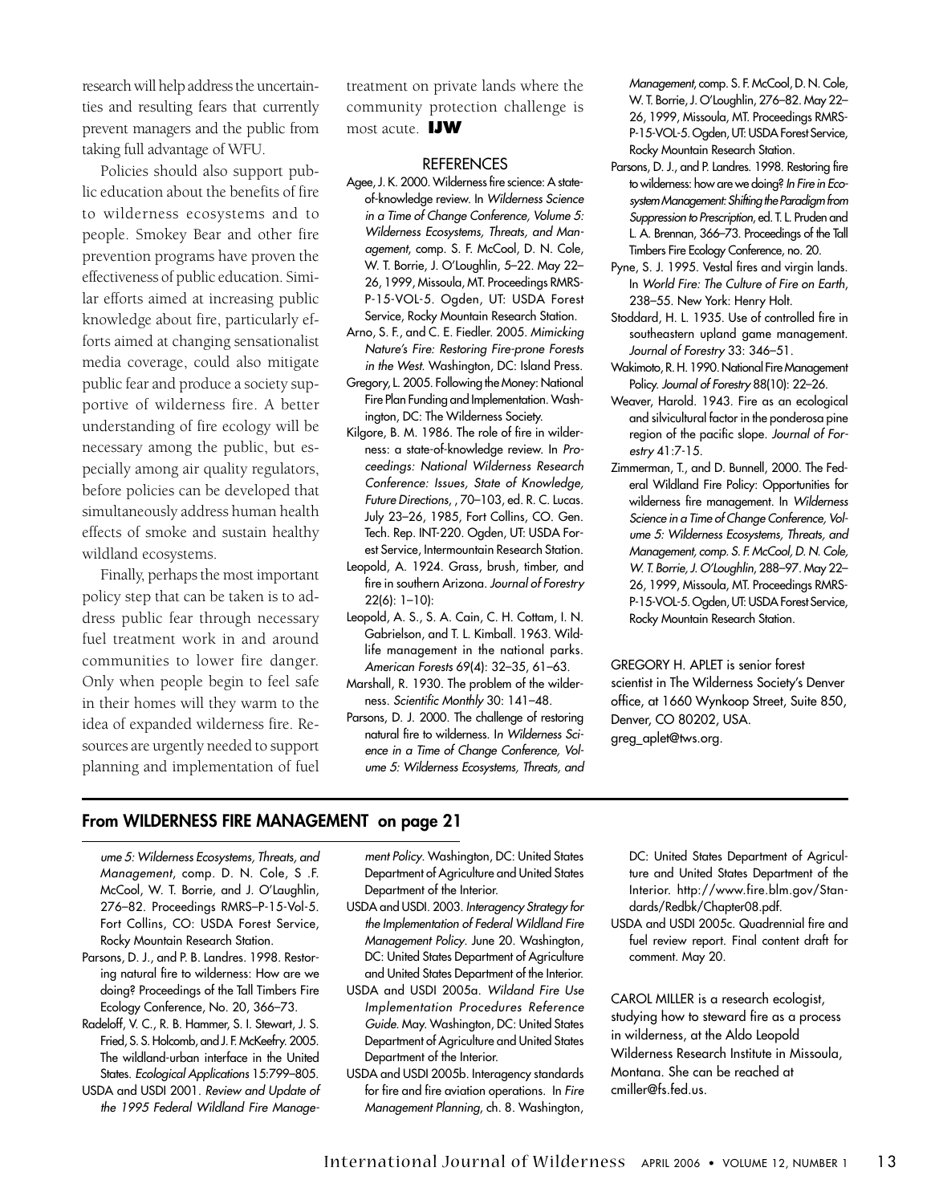research will help address the uncertainties and resulting fears that currently prevent managers and the public from taking full advantage of WFU.

Policies should also support public education about the benefits of fire to wilderness ecosystems and to people. Smokey Bear and other fire prevention programs have proven the effectiveness of public education. Similar efforts aimed at increasing public knowledge about fire, particularly efforts aimed at changing sensationalist media coverage, could also mitigate public fear and produce a society supportive of wilderness fire. A better understanding of fire ecology will be necessary among the public, but especially among air quality regulators, before policies can be developed that simultaneously address human health effects of smoke and sustain healthy wildland ecosystems.

Finally, perhaps the most important policy step that can be taken is to address public fear through necessary fuel treatment work in and around communities to lower fire danger. Only when people begin to feel safe in their homes will they warm to the idea of expanded wilderness fire. Resources are urgently needed to support planning and implementation of fuel treatment on private lands where the community protection challenge is most acute. **IJW**

## REFERENCES

Agee, J. K. 2000. Wilderness fire science: A state-of-knowledge review. In *Wilderness Science in a Time of Change Conference, Volume 5: Wilderness Ecosystems, Threats, and Management*, comp. S. F. McCool, D. N. Cole, W. T. Borrie, J. O'Loughlin, 5–22. May 22–26, 1999, Missoula, MT. Proceedings RMRS-P-15-VOL-5. Ogden, UT: USDA Forest Service, Rocky Mountain Research Station.

Arno, S. F., and C. E. Fiedler. 2005. *Mimicking Nature's Fire: Restoring Fire-prone Forests in the West*. Washington, DC: Island Press.

Gregory, L. 2005. Following the Money: National Fire Plan Funding and Implementation. Washington, DC: The Wilderness Society.

Kilgore, B. M. 1986. The role of fire in wilderness: a state-of-knowledge review. In *Proceedings: National Wilderness Research Conference: Issues, State of Knowledge, Future Directions*, , 70–103, ed. R. C. Lucas. July 23–26, 1985, Fort Collins, CO. Gen. Tech. Rep. INT-220. Ogden, UT: USDA Forest Service, Intermountain Research Station.

Leopold, A. 1924. Grass, brush, timber, and fire in southern Arizona. *Journal of Forestry* 22(6): 1–10):

Leopold, A. S., S. A. Cain, C. H. Cottam, I. N. Gabrielson, and T. L. Kimball. 1963. Wildlife management in the national parks. *American Forests* 69(4): 32–35, 61–63.

Marshall, R. 1930. The problem of the wilderness. *Scientific Monthly* 30: 141–48.

Parsons, D. J. 2000. The challenge of restoring natural fire to wilderness. *In Wilderness Science in a Time of Change Conference, Volume 5: Wilderness Ecosystems, Threats, and Management*, comp. S. F. McCool, D. N. Cole, W. T. Borrie, J. O'Loughlin, 276–82. May 22–26, 1999, Missoula, MT. Proceedings RMRS-P-15-VOL-5. Ogden, UT: USDA Forest Service, Rocky Mountain Research Station.

Parsons, D. J., and P. Landres. 1998. Restoring fire to wilderness: how are we doing? *In Fire in Ecosystem Management: Shifting the Paradigm from Suppression to Prescription*, ed. T. L. Pruden and L. A. Brennan, 366–73. Proceedings of the Tall Timbers Fire Ecology Conference, no. 20.

Pyne, S. J. 1995. Vestal fires and virgin lands. In *World Fire: The Culture of Fire on Earth*, 238–55. New York: Henry Holt.

Stoddard, H. L. 1935. Use of controlled fire in southeastern upland game management. *Journal of Forestry* 33: 346–51.

Wakimoto, R. H. 1990. National Fire Management Policy. *Journal of Forestry* 88(10): 22–26.

Weaver, Harold. 1943. Fire as an ecological and silvicultural factor in the ponderosa pine region of the pacific slope. *Journal of Forestry* 41:7-15.

Zimmerman, T., and D. Bunnell, 2000. The Federal Wildland Fire Policy: Opportunities for wilderness fire management. In *Wilderness Science in a Time of Change Conference, Volume 5: Wilderness Ecosystems, Threats, and Management, comp. S. F. McCool, D. N. Cole, W. T. Borrie, J. O'Loughlin*, 288–97. May 22–26, 1999, Missoula, MT. Proceedings RMRS-P-15-VOL-5. Ogden, UT: USDA Forest Service, Rocky Mountain Research Station.

GREGORY H. APLET is senior forest scientist in The Wilderness Society's Denver office, at 1660 Wynkoop Street, Suite 850, Denver, CO 80202, USA. greg_aplet@tws.org.

---

**From WILDERNESS FIRE MANAGEMENT on page 21**

*ume 5: Wilderness Ecosystems, Threats, and Management*, comp. D. N. Cole, S .F. McCool, W. T. Borrie, and J. O'Laughlin, 276–82. Proceedings RMRS–P-15-Vol-5. Fort Collins, CO: USDA Forest Service, Rocky Mountain Research Station.

Parsons, D. J., and P. B. Landres. 1998. Restoring natural fire to wilderness: How are we doing? Proceedings of the Tall Timbers Fire Ecology Conference, No. 20, 366–73.

Radeloff, V. C., R. B. Hammer, S. I. Stewart, J. S. Fried, S. S. Holcomb, and J. F. McKeefry. 2005. The wildland-urban interface in the United States. *Ecological Applications* 15:799–805.

USDA and USDI 2001. *Review and Update of the 1995 Federal Wildland Fire Management Policy*. Washington, DC: United States Department of Agriculture and United States Department of the Interior.

USDA and USDI. 2003. *Interagency Strategy for the Implementation of Federal Wildland Fire Management Policy*. June 20. Washington, DC: United States Department of Agriculture and United States Department of the Interior.

USDA and USDI 2005a. *Wildand Fire Use Implementation Procedures Reference Guide*. May. Washington, DC: United States Department of Agriculture and United States Department of the Interior.

USDA and USDI 2005b. Interagency standards for fire and fire aviation operations. In *Fire Management Planning*, ch. 8. Washington, DC: United States Department of Agriculture and United States Department of the Interior. http://www.fire.blm.gov/Standards/Redbk/Chapter08.pdf.

USDA and USDI 2005c. Quadrennial fire and fuel review report. Final content draft for comment. May 20.

CAROL MILLER is a research ecologist, studying how to steward fire as a process in wilderness, at the Aldo Leopold Wilderness Research Institute in Missoula, Montana. She can be reached at cmiller@fs.fed.us.